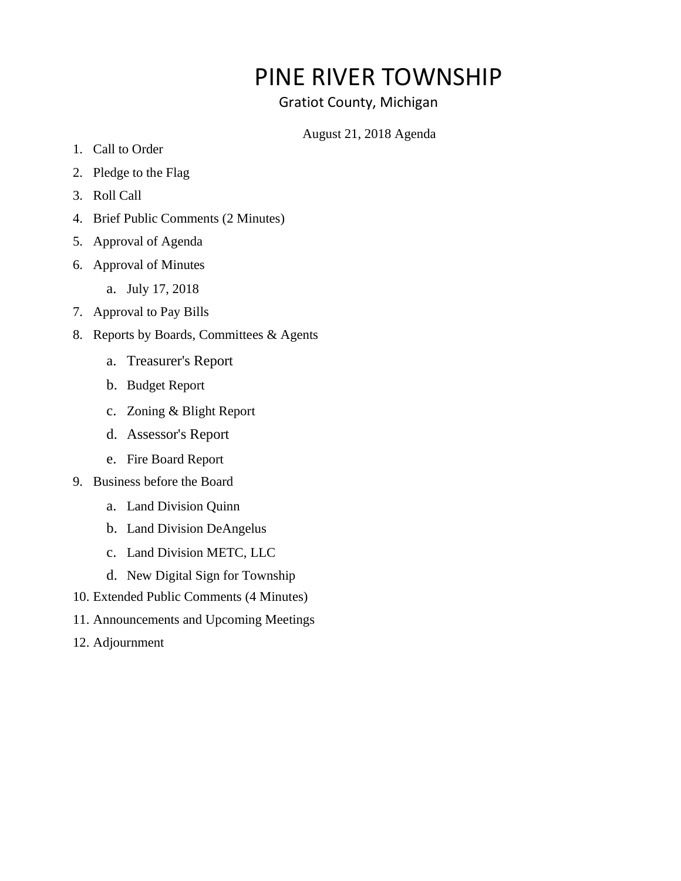# PINE RIVER TOWNSHIP

Gratiot County, Michigan

August 21, 2018 Agenda

1. Call to Order
2. Pledge to the Flag
3. Roll Call
4. Brief Public Comments (2 Minutes)
5. Approval of Agenda
6. Approval of Minutes
    a. July 17, 2018
7. Approval to Pay Bills
8. Reports by Boards, Committees & Agents
    a. Treasurer's Report
    b. Budget Report
    c. Zoning & Blight Report
    d. Assessor's Report
    e. Fire Board Report
9. Business before the Board
    a. Land Division Quinn
    b. Land Division DeAngelus
    c. Land Division METC, LLC
    d. New Digital Sign for Township
10. Extended Public Comments (4 Minutes)
11. Announcements and Upcoming Meetings
12. Adjournment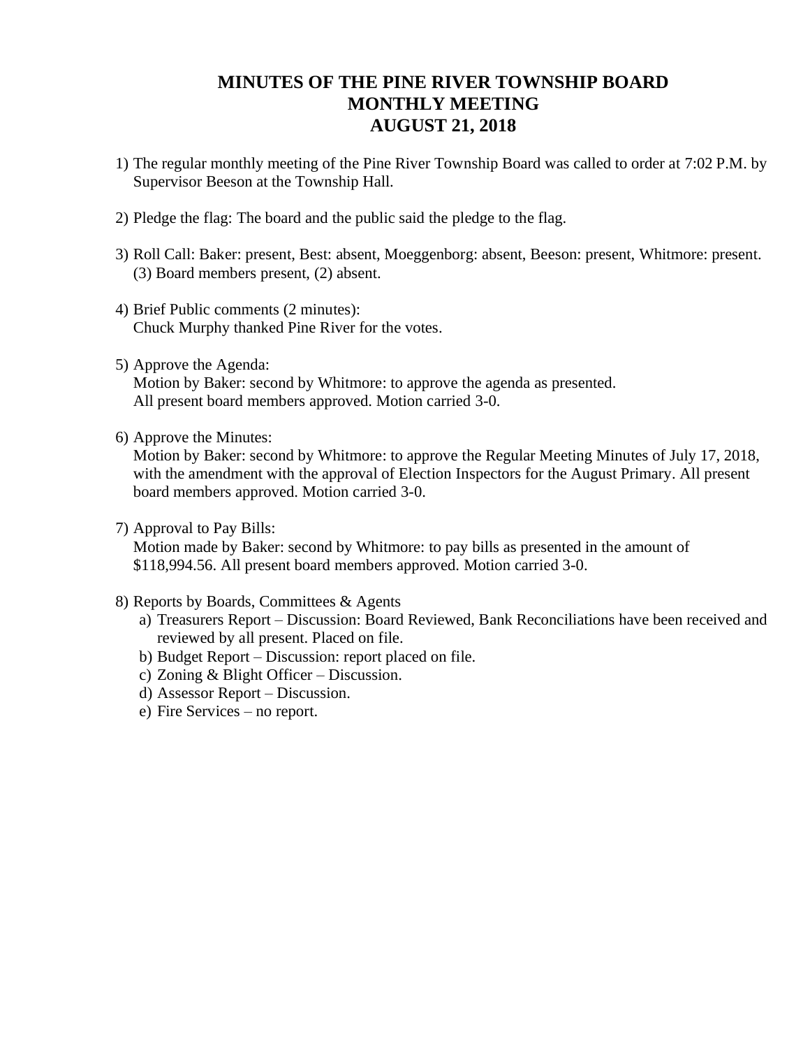# MINUTES OF THE PINE RIVER TOWNSHIP BOARD
# MONTHLY MEETING
# AUGUST 21, 2018

1) The regular monthly meeting of the Pine River Township Board was called to order at 7:02 P.M. by Supervisor Beeson at the Township Hall.

2) Pledge the flag: The board and the public said the pledge to the flag.

3) Roll Call: Baker: present, Best: absent, Moeggenborg: absent, Beeson: present, Whitmore: present. (3) Board members present, (2) absent.

4) Brief Public comments (2 minutes):
   Chuck Murphy thanked Pine River for the votes.

5) Approve the Agenda:
   Motion by Baker: second by Whitmore: to approve the agenda as presented.
   All present board members approved. Motion carried 3-0.

6) Approve the Minutes:
   Motion by Baker: second by Whitmore: to approve the Regular Meeting Minutes of July 17, 2018, with the amendment with the approval of Election Inspectors for the August Primary. All present board members approved. Motion carried 3-0.

7) Approval to Pay Bills:
   Motion made by Baker: second by Whitmore: to pay bills as presented in the amount of $118,994.56. All present board members approved. Motion carried 3-0.

8) Reports by Boards, Committees & Agents
   a) Treasurers Report – Discussion: Board Reviewed, Bank Reconciliations have been received and reviewed by all present. Placed on file.
   b) Budget Report – Discussion: report placed on file.
   c) Zoning & Blight Officer – Discussion.
   d) Assessor Report – Discussion.
   e) Fire Services – no report.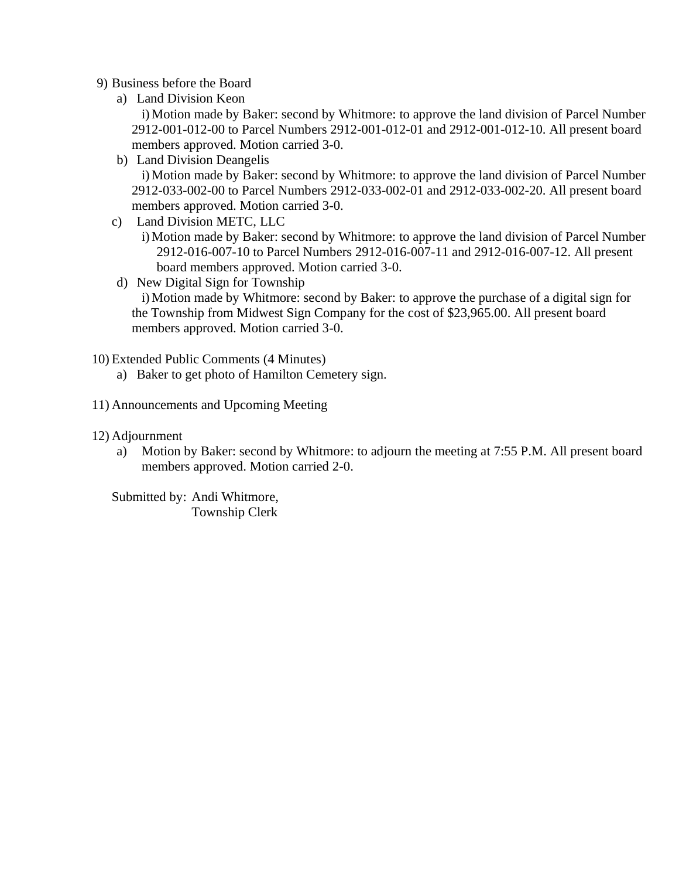9) Business before the Board
   a) Land Division Keon
      i) Motion made by Baker: second by Whitmore: to approve the land division of Parcel Number 2912-001-012-00 to Parcel Numbers 2912-001-012-01 and 2912-001-012-10. All present board members approved. Motion carried 3-0.
   b) Land Division Deangelis
      i) Motion made by Baker: second by Whitmore: to approve the land division of Parcel Number 2912-033-002-00 to Parcel Numbers 2912-033-002-01 and 2912-033-002-20. All present board members approved. Motion carried 3-0.
   c) Land Division METC, LLC
      i) Motion made by Baker: second by Whitmore: to approve the land division of Parcel Number 2912-016-007-10 to Parcel Numbers 2912-016-007-11 and 2912-016-007-12. All present board members approved. Motion carried 3-0.
   d) New Digital Sign for Township
      i) Motion made by Whitmore: second by Baker: to approve the purchase of a digital sign for the Township from Midwest Sign Company for the cost of $23,965.00. All present board members approved. Motion carried 3-0.

10) Extended Public Comments (4 Minutes)
   a) Baker to get photo of Hamilton Cemetery sign.

11) Announcements and Upcoming Meeting

12) Adjournment
   a) Motion by Baker: second by Whitmore: to adjourn the meeting at 7:55 P.M. All present board members approved. Motion carried 2-0.

Submitted by: Andi Whitmore,
Township Clerk